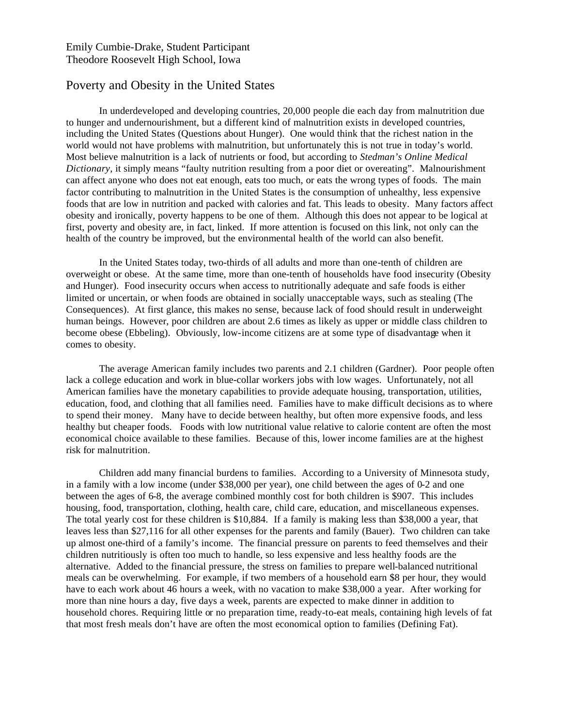Emily Cumbie-Drake, Student Participant
Theodore Roosevelt High School, Iowa

# Poverty and Obesity in the United States

In underdeveloped and developing countries, 20,000 people die each day from malnutrition due to hunger and undernourishment, but a different kind of malnutrition exists in developed countries, including the United States (Questions about Hunger). One would think that the richest nation in the world would not have problems with malnutrition, but unfortunately this is not true in today's world. Most believe malnutrition is a lack of nutrients or food, but according to *Stedman's Online Medical Dictionary*, it simply means "faulty nutrition resulting from a poor diet or overeating". Malnourishment can affect anyone who does not eat enough, eats too much, or eats the wrong types of foods. The main factor contributing to malnutrition in the United States is the consumption of unhealthy, less expensive foods that are low in nutrition and packed with calories and fat. This leads to obesity. Many factors affect obesity and ironically, poverty happens to be one of them. Although this does not appear to be logical at first, poverty and obesity are, in fact, linked. If more attention is focused on this link, not only can the health of the country be improved, but the environmental health of the world can also benefit.

In the United States today, two-thirds of all adults and more than one-tenth of children are overweight or obese. At the same time, more than one-tenth of households have food insecurity (Obesity and Hunger). Food insecurity occurs when access to nutritionally adequate and safe foods is either limited or uncertain, or when foods are obtained in socially unacceptable ways, such as stealing (The Consequences). At first glance, this makes no sense, because lack of food should result in underweight human beings. However, poor children are about 2.6 times as likely as upper or middle class children to become obese (Ebbeling). Obviously, low-income citizens are at some type of disadvantage when it comes to obesity.

The average American family includes two parents and 2.1 children (Gardner). Poor people often lack a college education and work in blue-collar workers jobs with low wages. Unfortunately, not all American families have the monetary capabilities to provide adequate housing, transportation, utilities, education, food, and clothing that all families need. Families have to make difficult decisions as to where to spend their money. Many have to decide between healthy, but often more expensive foods, and less healthy but cheaper foods. Foods with low nutritional value relative to calorie content are often the most economical choice available to these families. Because of this, lower income families are at the highest risk for malnutrition.

Children add many financial burdens to families. According to a University of Minnesota study, in a family with a low income (under $38,000 per year), one child between the ages of 0-2 and one between the ages of 6-8, the average combined monthly cost for both children is $907. This includes housing, food, transportation, clothing, health care, child care, education, and miscellaneous expenses. The total yearly cost for these children is $10,884. If a family is making less than $38,000 a year, that leaves less than $27,116 for all other expenses for the parents and family (Bauer). Two children can take up almost one-third of a family's income. The financial pressure on parents to feed themselves and their children nutritiously is often too much to handle, so less expensive and less healthy foods are the alternative. Added to the financial pressure, the stress on families to prepare well-balanced nutritional meals can be overwhelming. For example, if two members of a household earn $8 per hour, they would have to each work about 46 hours a week, with no vacation to make $38,000 a year. After working for more than nine hours a day, five days a week, parents are expected to make dinner in addition to household chores. Requiring little or no preparation time, ready-to-eat meals, containing high levels of fat that most fresh meals don't have are often the most economical option to families (Defining Fat).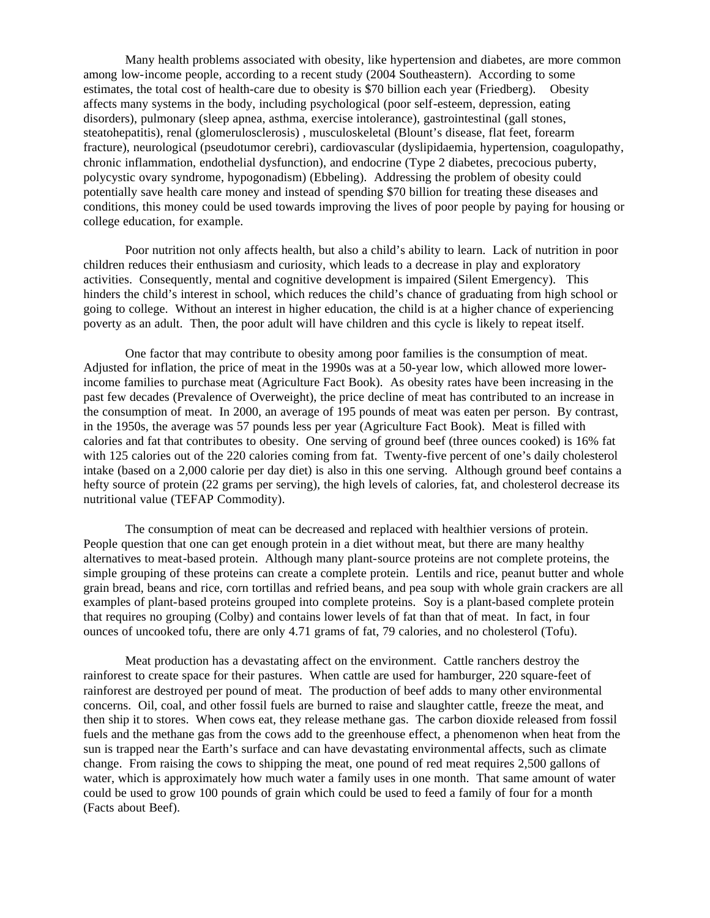Many health problems associated with obesity, like hypertension and diabetes, are more common among low-income people, according to a recent study (2004 Southeastern). According to some estimates, the total cost of health-care due to obesity is $70 billion each year (Friedberg). Obesity affects many systems in the body, including psychological (poor self-esteem, depression, eating disorders), pulmonary (sleep apnea, asthma, exercise intolerance), gastrointestinal (gall stones, steatohepatitis), renal (glomerulosclerosis) , musculoskeletal (Blount's disease, flat feet, forearm fracture), neurological (pseudotumor cerebri), cardiovascular (dyslipidaemia, hypertension, coagulopathy, chronic inflammation, endothelial dysfunction), and endocrine (Type 2 diabetes, precocious puberty, polycystic ovary syndrome, hypogonadism) (Ebbeling). Addressing the problem of obesity could potentially save health care money and instead of spending $70 billion for treating these diseases and conditions, this money could be used towards improving the lives of poor people by paying for housing or college education, for example.

Poor nutrition not only affects health, but also a child's ability to learn. Lack of nutrition in poor children reduces their enthusiasm and curiosity, which leads to a decrease in play and exploratory activities. Consequently, mental and cognitive development is impaired (Silent Emergency). This hinders the child's interest in school, which reduces the child's chance of graduating from high school or going to college. Without an interest in higher education, the child is at a higher chance of experiencing poverty as an adult. Then, the poor adult will have children and this cycle is likely to repeat itself.

One factor that may contribute to obesity among poor families is the consumption of meat. Adjusted for inflation, the price of meat in the 1990s was at a 50-year low, which allowed more lower-income families to purchase meat (Agriculture Fact Book). As obesity rates have been increasing in the past few decades (Prevalence of Overweight), the price decline of meat has contributed to an increase in the consumption of meat. In 2000, an average of 195 pounds of meat was eaten per person. By contrast, in the 1950s, the average was 57 pounds less per year (Agriculture Fact Book). Meat is filled with calories and fat that contributes to obesity. One serving of ground beef (three ounces cooked) is 16% fat with 125 calories out of the 220 calories coming from fat. Twenty-five percent of one's daily cholesterol intake (based on a 2,000 calorie per day diet) is also in this one serving. Although ground beef contains a hefty source of protein (22 grams per serving), the high levels of calories, fat, and cholesterol decrease its nutritional value (TEFAP Commodity).

The consumption of meat can be decreased and replaced with healthier versions of protein. People question that one can get enough protein in a diet without meat, but there are many healthy alternatives to meat-based protein. Although many plant-source proteins are not complete proteins, the simple grouping of these proteins can create a complete protein. Lentils and rice, peanut butter and whole grain bread, beans and rice, corn tortillas and refried beans, and pea soup with whole grain crackers are all examples of plant-based proteins grouped into complete proteins. Soy is a plant-based complete protein that requires no grouping (Colby) and contains lower levels of fat than that of meat. In fact, in four ounces of uncooked tofu, there are only 4.71 grams of fat, 79 calories, and no cholesterol (Tofu).

Meat production has a devastating affect on the environment. Cattle ranchers destroy the rainforest to create space for their pastures. When cattle are used for hamburger, 220 square-feet of rainforest are destroyed per pound of meat. The production of beef adds to many other environmental concerns. Oil, coal, and other fossil fuels are burned to raise and slaughter cattle, freeze the meat, and then ship it to stores. When cows eat, they release methane gas. The carbon dioxide released from fossil fuels and the methane gas from the cows add to the greenhouse effect, a phenomenon when heat from the sun is trapped near the Earth's surface and can have devastating environmental affects, such as climate change. From raising the cows to shipping the meat, one pound of red meat requires 2,500 gallons of water, which is approximately how much water a family uses in one month. That same amount of water could be used to grow 100 pounds of grain which could be used to feed a family of four for a month (Facts about Beef).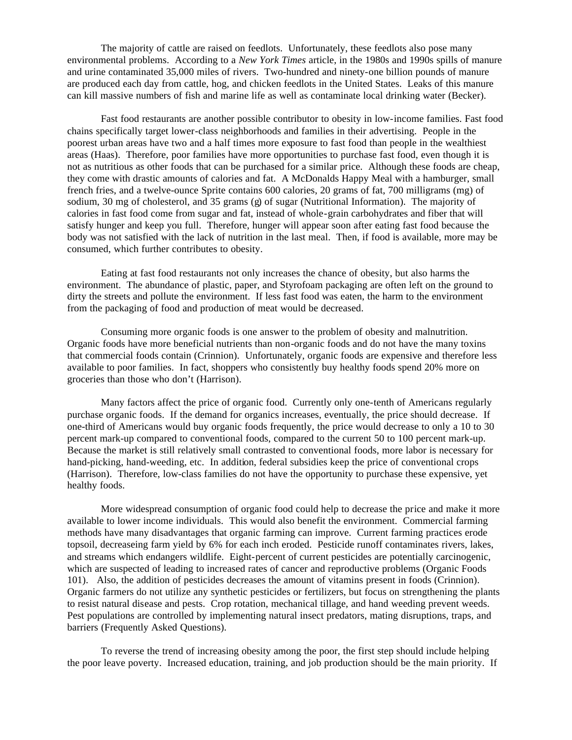The majority of cattle are raised on feedlots. Unfortunately, these feedlots also pose many environmental problems. According to a *New York Times* article, in the 1980s and 1990s spills of manure and urine contaminated 35,000 miles of rivers. Two-hundred and ninety-one billion pounds of manure are produced each day from cattle, hog, and chicken feedlots in the United States. Leaks of this manure can kill massive numbers of fish and marine life as well as contaminate local drinking water (Becker).

Fast food restaurants are another possible contributor to obesity in low-income families. Fast food chains specifically target lower-class neighborhoods and families in their advertising. People in the poorest urban areas have two and a half times more exposure to fast food than people in the wealthiest areas (Haas). Therefore, poor families have more opportunities to purchase fast food, even though it is not as nutritious as other foods that can be purchased for a similar price. Although these foods are cheap, they come with drastic amounts of calories and fat. A McDonalds Happy Meal with a hamburger, small french fries, and a twelve-ounce Sprite contains 600 calories, 20 grams of fat, 700 milligrams (mg) of sodium, 30 mg of cholesterol, and 35 grams (g) of sugar (Nutritional Information). The majority of calories in fast food come from sugar and fat, instead of whole-grain carbohydrates and fiber that will satisfy hunger and keep you full. Therefore, hunger will appear soon after eating fast food because the body was not satisfied with the lack of nutrition in the last meal. Then, if food is available, more may be consumed, which further contributes to obesity.

Eating at fast food restaurants not only increases the chance of obesity, but also harms the environment. The abundance of plastic, paper, and Styrofoam packaging are often left on the ground to dirty the streets and pollute the environment. If less fast food was eaten, the harm to the environment from the packaging of food and production of meat would be decreased.

Consuming more organic foods is one answer to the problem of obesity and malnutrition. Organic foods have more beneficial nutrients than non-organic foods and do not have the many toxins that commercial foods contain (Crinnion). Unfortunately, organic foods are expensive and therefore less available to poor families. In fact, shoppers who consistently buy healthy foods spend 20% more on groceries than those who don't (Harrison).

Many factors affect the price of organic food. Currently only one-tenth of Americans regularly purchase organic foods. If the demand for organics increases, eventually, the price should decrease. If one-third of Americans would buy organic foods frequently, the price would decrease to only a 10 to 30 percent mark-up compared to conventional foods, compared to the current 50 to 100 percent mark-up. Because the market is still relatively small contrasted to conventional foods, more labor is necessary for hand-picking, hand-weeding, etc. In addition, federal subsidies keep the price of conventional crops (Harrison). Therefore, low-class families do not have the opportunity to purchase these expensive, yet healthy foods.

More widespread consumption of organic food could help to decrease the price and make it more available to lower income individuals. This would also benefit the environment. Commercial farming methods have many disadvantages that organic farming can improve. Current farming practices erode topsoil, decreaseing farm yield by 6% for each inch eroded. Pesticide runoff contaminates rivers, lakes, and streams which endangers wildlife. Eight-percent of current pesticides are potentially carcinogenic, which are suspected of leading to increased rates of cancer and reproductive problems (Organic Foods 101). Also, the addition of pesticides decreases the amount of vitamins present in foods (Crinnion). Organic farmers do not utilize any synthetic pesticides or fertilizers, but focus on strengthening the plants to resist natural disease and pests. Crop rotation, mechanical tillage, and hand weeding prevent weeds. Pest populations are controlled by implementing natural insect predators, mating disruptions, traps, and barriers (Frequently Asked Questions).

To reverse the trend of increasing obesity among the poor, the first step should include helping the poor leave poverty. Increased education, training, and job production should be the main priority. If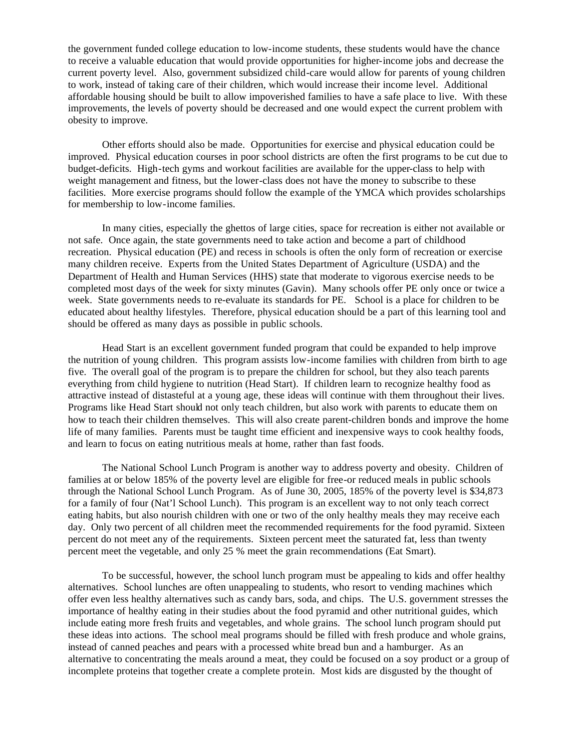the government funded college education to low-income students, these students would have the chance to receive a valuable education that would provide opportunities for higher-income jobs and decrease the current poverty level. Also, government subsidized child-care would allow for parents of young children to work, instead of taking care of their children, which would increase their income level. Additional affordable housing should be built to allow impoverished families to have a safe place to live. With these improvements, the levels of poverty should be decreased and one would expect the current problem with obesity to improve.

Other efforts should also be made. Opportunities for exercise and physical education could be improved. Physical education courses in poor school districts are often the first programs to be cut due to budget-deficits. High-tech gyms and workout facilities are available for the upper-class to help with weight management and fitness, but the lower-class does not have the money to subscribe to these facilities. More exercise programs should follow the example of the YMCA which provides scholarships for membership to low-income families.

In many cities, especially the ghettos of large cities, space for recreation is either not available or not safe. Once again, the state governments need to take action and become a part of childhood recreation. Physical education (PE) and recess in schools is often the only form of recreation or exercise many children receive. Experts from the United States Department of Agriculture (USDA) and the Department of Health and Human Services (HHS) state that moderate to vigorous exercise needs to be completed most days of the week for sixty minutes (Gavin). Many schools offer PE only once or twice a week. State governments needs to re-evaluate its standards for PE. School is a place for children to be educated about healthy lifestyles. Therefore, physical education should be a part of this learning tool and should be offered as many days as possible in public schools.

Head Start is an excellent government funded program that could be expanded to help improve the nutrition of young children. This program assists low-income families with children from birth to age five. The overall goal of the program is to prepare the children for school, but they also teach parents everything from child hygiene to nutrition (Head Start). If children learn to recognize healthy food as attractive instead of distasteful at a young age, these ideas will continue with them throughout their lives. Programs like Head Start should not only teach children, but also work with parents to educate them on how to teach their children themselves. This will also create parent-children bonds and improve the home life of many families. Parents must be taught time efficient and inexpensive ways to cook healthy foods, and learn to focus on eating nutritious meals at home, rather than fast foods.

The National School Lunch Program is another way to address poverty and obesity. Children of families at or below 185% of the poverty level are eligible for free-or reduced meals in public schools through the National School Lunch Program. As of June 30, 2005, 185% of the poverty level is $34,873 for a family of four (Nat'l School Lunch). This program is an excellent way to not only teach correct eating habits, but also nourish children with one or two of the only healthy meals they may receive each day. Only two percent of all children meet the recommended requirements for the food pyramid. Sixteen percent do not meet any of the requirements. Sixteen percent meet the saturated fat, less than twenty percent meet the vegetable, and only 25 % meet the grain recommendations (Eat Smart).

To be successful, however, the school lunch program must be appealing to kids and offer healthy alternatives. School lunches are often unappealing to students, who resort to vending machines which offer even less healthy alternatives such as candy bars, soda, and chips. The U.S. government stresses the importance of healthy eating in their studies about the food pyramid and other nutritional guides, which include eating more fresh fruits and vegetables, and whole grains. The school lunch program should put these ideas into actions. The school meal programs should be filled with fresh produce and whole grains, instead of canned peaches and pears with a processed white bread bun and a hamburger. As an alternative to concentrating the meals around a meat, they could be focused on a soy product or a group of incomplete proteins that together create a complete protein. Most kids are disgusted by the thought of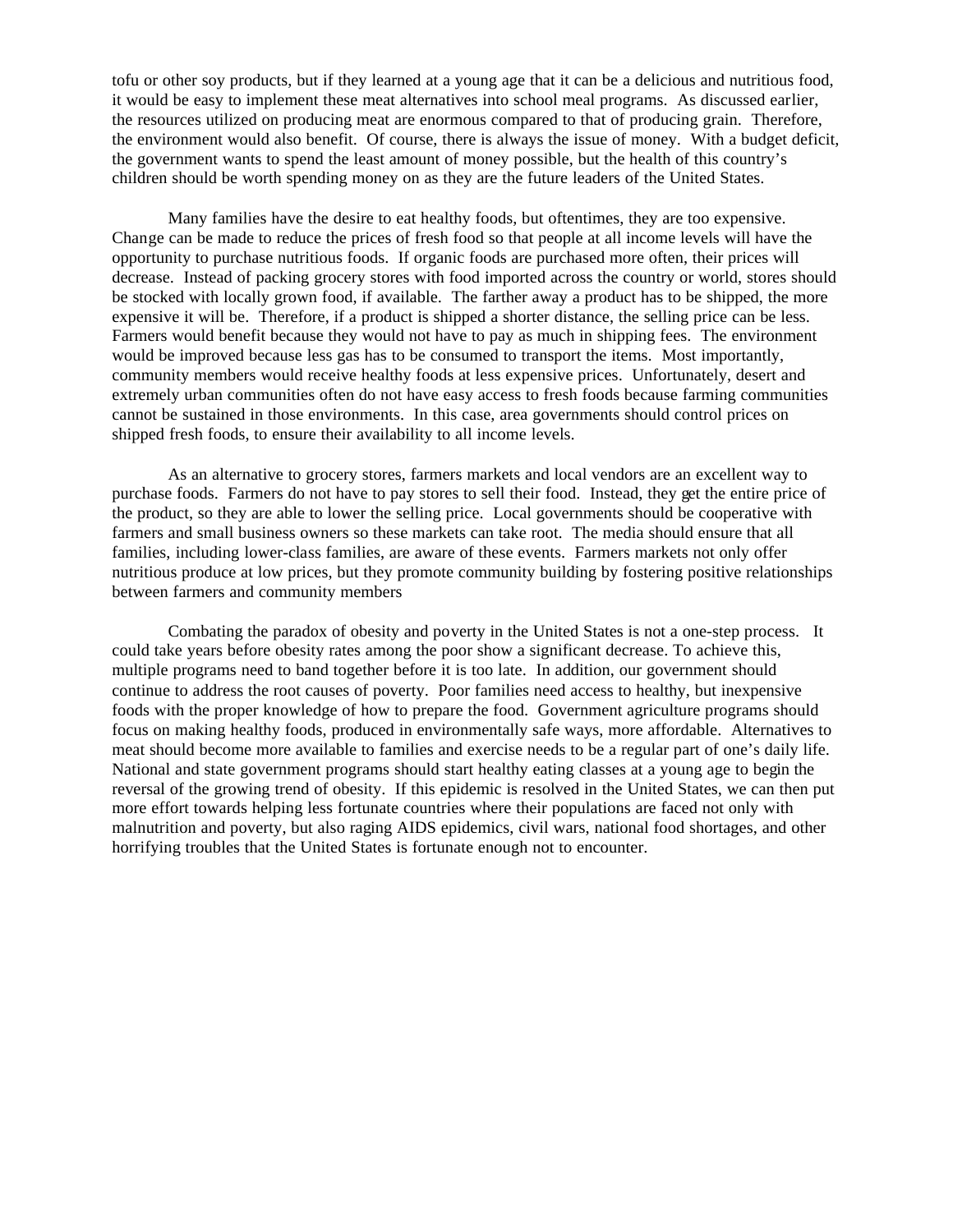tofu or other soy products, but if they learned at a young age that it can be a delicious and nutritious food, it would be easy to implement these meat alternatives into school meal programs. As discussed earlier, the resources utilized on producing meat are enormous compared to that of producing grain. Therefore, the environment would also benefit. Of course, there is always the issue of money. With a budget deficit, the government wants to spend the least amount of money possible, but the health of this country's children should be worth spending money on as they are the future leaders of the United States.

Many families have the desire to eat healthy foods, but oftentimes, they are too expensive. Change can be made to reduce the prices of fresh food so that people at all income levels will have the opportunity to purchase nutritious foods. If organic foods are purchased more often, their prices will decrease. Instead of packing grocery stores with food imported across the country or world, stores should be stocked with locally grown food, if available. The farther away a product has to be shipped, the more expensive it will be. Therefore, if a product is shipped a shorter distance, the selling price can be less. Farmers would benefit because they would not have to pay as much in shipping fees. The environment would be improved because less gas has to be consumed to transport the items. Most importantly, community members would receive healthy foods at less expensive prices. Unfortunately, desert and extremely urban communities often do not have easy access to fresh foods because farming communities cannot be sustained in those environments. In this case, area governments should control prices on shipped fresh foods, to ensure their availability to all income levels.

As an alternative to grocery stores, farmers markets and local vendors are an excellent way to purchase foods. Farmers do not have to pay stores to sell their food. Instead, they get the entire price of the product, so they are able to lower the selling price. Local governments should be cooperative with farmers and small business owners so these markets can take root. The media should ensure that all families, including lower-class families, are aware of these events. Farmers markets not only offer nutritious produce at low prices, but they promote community building by fostering positive relationships between farmers and community members

Combating the paradox of obesity and poverty in the United States is not a one-step process. It could take years before obesity rates among the poor show a significant decrease. To achieve this, multiple programs need to band together before it is too late. In addition, our government should continue to address the root causes of poverty. Poor families need access to healthy, but inexpensive foods with the proper knowledge of how to prepare the food. Government agriculture programs should focus on making healthy foods, produced in environmentally safe ways, more affordable. Alternatives to meat should become more available to families and exercise needs to be a regular part of one's daily life. National and state government programs should start healthy eating classes at a young age to begin the reversal of the growing trend of obesity. If this epidemic is resolved in the United States, we can then put more effort towards helping less fortunate countries where their populations are faced not only with malnutrition and poverty, but also raging AIDS epidemics, civil wars, national food shortages, and other horrifying troubles that the United States is fortunate enough not to encounter.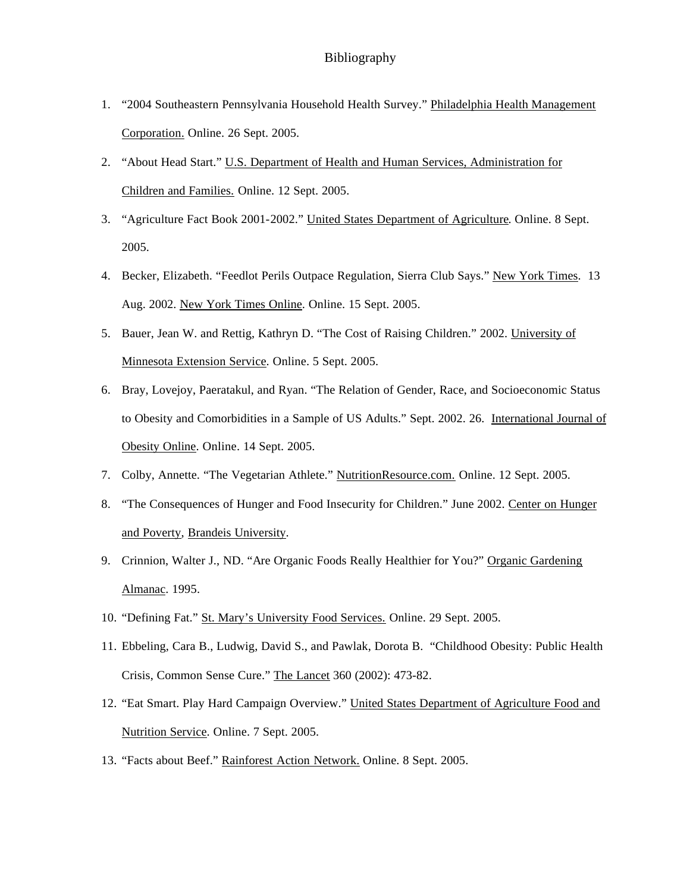# Bibliography

1. "2004 Southeastern Pennsylvania Household Health Survey." Philadelphia Health Management Corporation. Online. 26 Sept. 2005.
2. "About Head Start." U.S. Department of Health and Human Services, Administration for Children and Families. Online. 12 Sept. 2005.
3. "Agriculture Fact Book 2001-2002." United States Department of Agriculture. Online. 8 Sept. 2005.
4. Becker, Elizabeth. "Feedlot Perils Outpace Regulation, Sierra Club Says." New York Times. 13 Aug. 2002. New York Times Online. Online. 15 Sept. 2005.
5. Bauer, Jean W. and Rettig, Kathryn D. "The Cost of Raising Children." 2002. University of Minnesota Extension Service. Online. 5 Sept. 2005.
6. Bray, Lovejoy, Paeratakul, and Ryan. "The Relation of Gender, Race, and Socioeconomic Status to Obesity and Comorbidities in a Sample of US Adults." Sept. 2002. 26. International Journal of Obesity Online. Online. 14 Sept. 2005.
7. Colby, Annette. "The Vegetarian Athlete." NutritionResource.com. Online. 12 Sept. 2005.
8. "The Consequences of Hunger and Food Insecurity for Children." June 2002. Center on Hunger and Poverty, Brandeis University.
9. Crinnion, Walter J., ND. "Are Organic Foods Really Healthier for You?" Organic Gardening Almanac. 1995.
10. "Defining Fat." St. Mary's University Food Services. Online. 29 Sept. 2005.
11. Ebbeling, Cara B., Ludwig, David S., and Pawlak, Dorota B. "Childhood Obesity: Public Health Crisis, Common Sense Cure." The Lancet 360 (2002): 473-82.
12. "Eat Smart. Play Hard Campaign Overview." United States Department of Agriculture Food and Nutrition Service. Online. 7 Sept. 2005.
13. "Facts about Beef." Rainforest Action Network. Online. 8 Sept. 2005.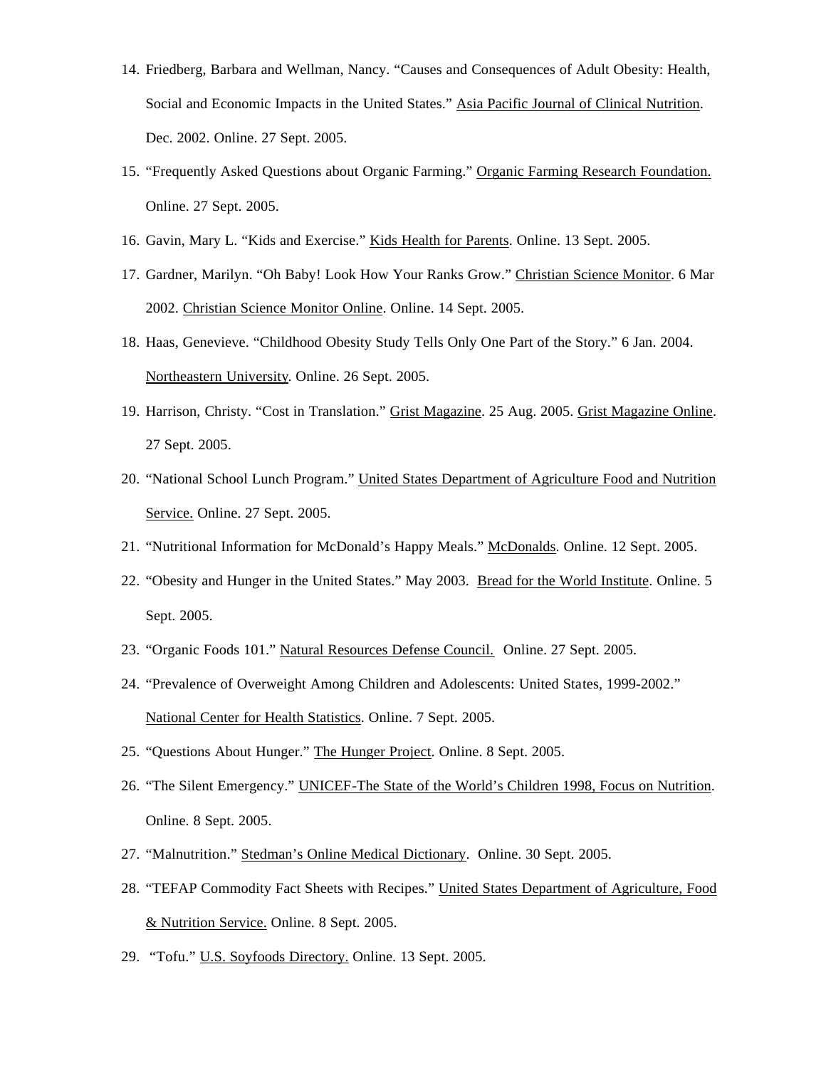14. Friedberg, Barbara and Wellman, Nancy. "Causes and Consequences of Adult Obesity: Health, Social and Economic Impacts in the United States." Asia Pacific Journal of Clinical Nutrition. Dec. 2002. Online. 27 Sept. 2005.
15. "Frequently Asked Questions about Organic Farming." Organic Farming Research Foundation. Online. 27 Sept. 2005.
16. Gavin, Mary L. "Kids and Exercise." Kids Health for Parents. Online. 13 Sept. 2005.
17. Gardner, Marilyn. "Oh Baby! Look How Your Ranks Grow." Christian Science Monitor. 6 Mar 2002. Christian Science Monitor Online. Online. 14 Sept. 2005.
18. Haas, Genevieve. "Childhood Obesity Study Tells Only One Part of the Story." 6 Jan. 2004. Northeastern University. Online. 26 Sept. 2005.
19. Harrison, Christy. "Cost in Translation." Grist Magazine. 25 Aug. 2005. Grist Magazine Online. 27 Sept. 2005.
20. "National School Lunch Program." United States Department of Agriculture Food and Nutrition Service. Online. 27 Sept. 2005.
21. "Nutritional Information for McDonald's Happy Meals." McDonalds. Online. 12 Sept. 2005.
22. "Obesity and Hunger in the United States." May 2003. Bread for the World Institute. Online. 5 Sept. 2005.
23. "Organic Foods 101." Natural Resources Defense Council. Online. 27 Sept. 2005.
24. "Prevalence of Overweight Among Children and Adolescents: United States, 1999-2002." National Center for Health Statistics. Online. 7 Sept. 2005.
25. "Questions About Hunger." The Hunger Project. Online. 8 Sept. 2005.
26. "The Silent Emergency." UNICEF-The State of the World's Children 1998, Focus on Nutrition. Online. 8 Sept. 2005.
27. "Malnutrition." Stedman's Online Medical Dictionary. Online. 30 Sept. 2005.
28. "TEFAP Commodity Fact Sheets with Recipes." United States Department of Agriculture, Food & Nutrition Service. Online. 8 Sept. 2005.
29. "Tofu." U.S. Soyfoods Directory. Online. 13 Sept. 2005.